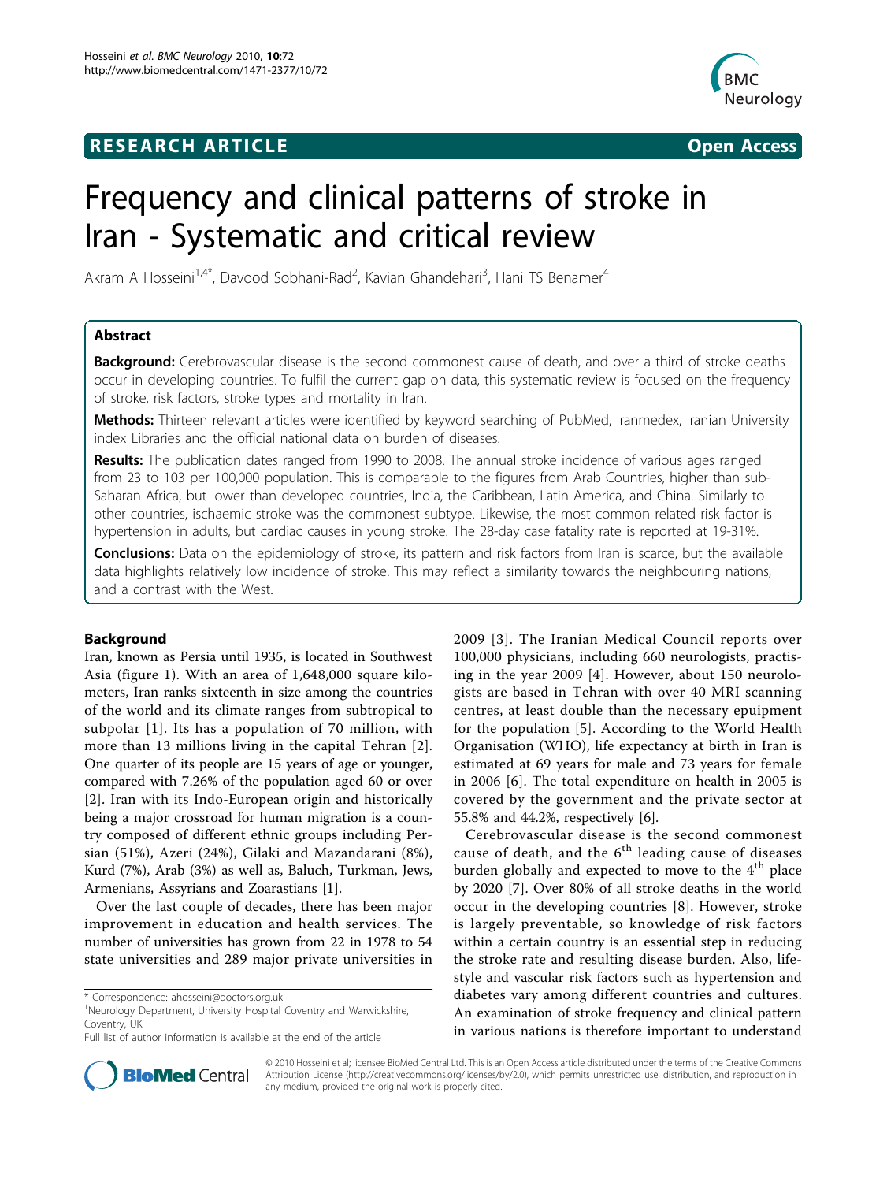**RESEARCH ARTICLE** **Open Access**

# Frequency and clinical patterns of stroke in Iran - Systematic and critical review

Akram A Hosseini[1,4*], Davood Sobhani-Rad[2], Kavian Ghandehari[3], Hani TS Benamer[4]

## Abstract

**Background:** Cerebrovascular disease is the second commonest cause of death, and over a third of stroke deaths occur in developing countries. To fulfil the current gap on data, this systematic review is focused on the frequency of stroke, risk factors, stroke types and mortality in Iran.

**Methods:** Thirteen relevant articles were identified by keyword searching of PubMed, Iranmedex, Iranian University index Libraries and the official national data on burden of diseases.

**Results:** The publication dates ranged from 1990 to 2008. The annual stroke incidence of various ages ranged from 23 to 103 per 100,000 population. This is comparable to the figures from Arab Countries, higher than sub-Saharan Africa, but lower than developed countries, India, the Caribbean, Latin America, and China. Similarly to other countries, ischaemic stroke was the commonest subtype. Likewise, the most common related risk factor is hypertension in adults, but cardiac causes in young stroke. The 28-day case fatality rate is reported at 19-31%.

**Conclusions:** Data on the epidemiology of stroke, its pattern and risk factors from Iran is scarce, but the available data highlights relatively low incidence of stroke. This may reflect a similarity towards the neighbouring nations, and a contrast with the West.

## Background

Iran, known as Persia until 1935, is located in Southwest Asia (figure 1). With an area of 1,648,000 square kilometers, Iran ranks sixteenth in size among the countries of the world and its climate ranges from subtropical to subpolar [1]. Its has a population of 70 million, with more than 13 millions living in the capital Tehran [2]. One quarter of its people are 15 years of age or younger, compared with 7.26% of the population aged 60 or over [2]. Iran with its Indo-European origin and historically being a major crossroad for human migration is a country composed of different ethnic groups including Persian (51%), Azeri (24%), Gilaki and Mazandarani (8%), Kurd (7%), Arab (3%) as well as, Baluch, Turkman, Jews, Armenians, Assyrians and Zoarastians [1].

Over the last couple of decades, there has been major improvement in education and health services. The number of universities has grown from 22 in 1978 to 54 state universities and 289 major private universities in 2009 [3]. The Iranian Medical Council reports over 100,000 physicians, including 660 neurologists, practising in the year 2009 [4]. However, about 150 neurologists are based in Tehran with over 40 MRI scanning centres, at least double than the necessary epuipment for the population [5]. According to the World Health Organisation (WHO), life expectancy at birth in Iran is estimated at 69 years for male and 73 years for female in 2006 [6]. The total expenditure on health in 2005 is covered by the government and the private sector at 55.8% and 44.2%, respectively [6].

Cerebrovascular disease is the second commonest cause of death, and the 6th leading cause of diseases burden globally and expected to move to the 4th place by 2020 [7]. Over 80% of all stroke deaths in the world occur in the developing countries [8]. However, stroke is largely preventable, so knowledge of risk factors within a certain country is an essential step in reducing the stroke rate and resulting disease burden. Also, lifestyle and vascular risk factors such as hypertension and diabetes vary among different countries and cultures. An examination of stroke frequency and clinical pattern in various nations is therefore important to understand

\* Correspondence: ahosseini@doctors.org.uk
[1]Neurology Department, University Hospital Coventry and Warwickshire, Coventry, UK
Full list of author information is available at the end of the article

© 2010 Hosseini et al; licensee BioMed Central Ltd. This is an Open Access article distributed under the terms of the Creative Commons Attribution License (http://creativecommons.org/licenses/by/2.0), which permits unrestricted use, distribution, and reproduction in any medium, provided the original work is properly cited.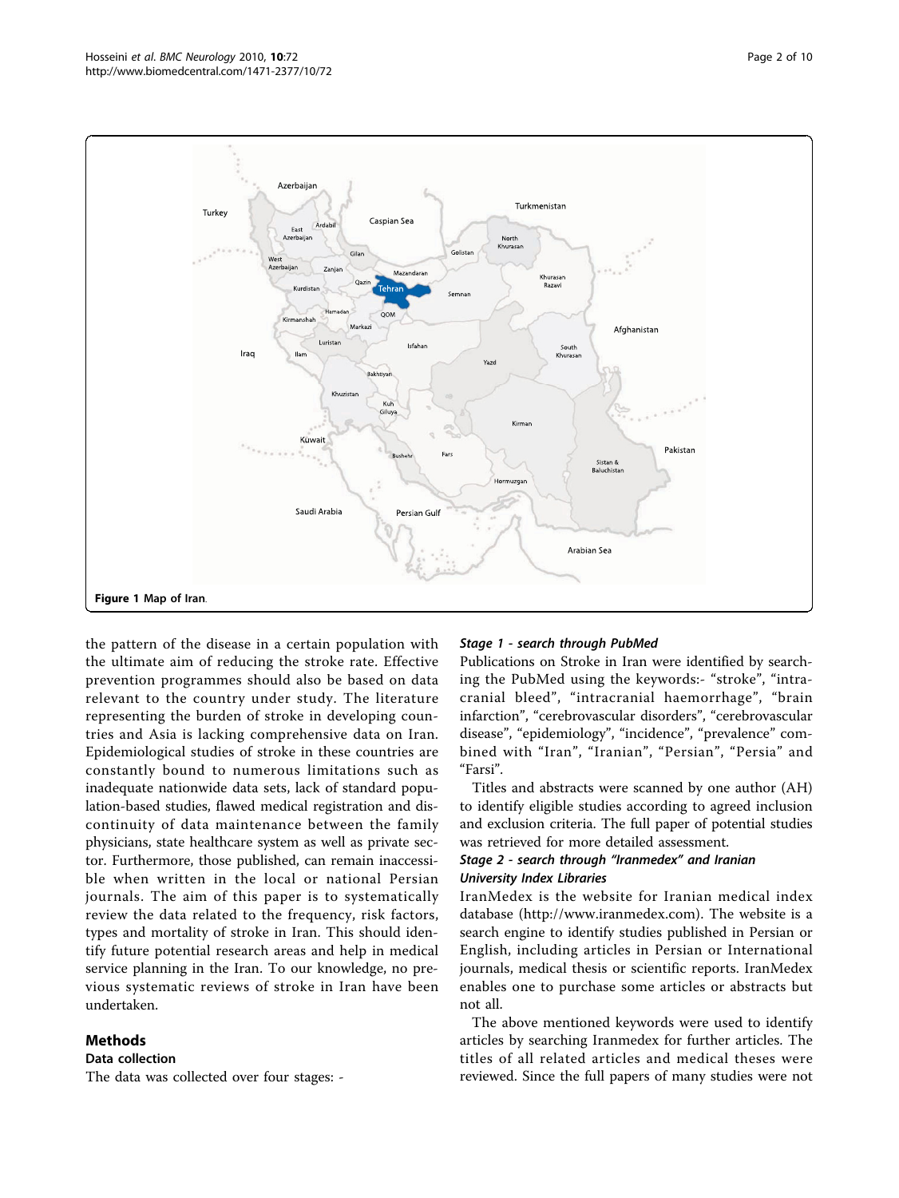Figure 1 Map of Iran.

the pattern of the disease in a certain population with the ultimate aim of reducing the stroke rate. Effective prevention programmes should also be based on data relevant to the country under study. The literature representing the burden of stroke in developing countries and Asia is lacking comprehensive data on Iran. Epidemiological studies of stroke in these countries are constantly bound to numerous limitations such as inadequate nationwide data sets, lack of standard population-based studies, flawed medical registration and discontinuity of data maintenance between the family physicians, state healthcare system as well as private sector. Furthermore, those published, can remain inaccessible when written in the local or national Persian journals. The aim of this paper is to systematically review the data related to the frequency, risk factors, types and mortality of stroke in Iran. This should identify future potential research areas and help in medical service planning in the Iran. To our knowledge, no previous systematic reviews of stroke in Iran have been undertaken.

## Methods

### Data collection

The data was collected over four stages: -

#### *Stage 1 - search through PubMed*

Publications on Stroke in Iran were identified by searching the PubMed using the keywords:- "stroke", "intracranial bleed", "intracranial haemorrhage", "brain infarction", "cerebrovascular disorders", "cerebrovascular disease", "epidemiology", "incidence", "prevalence" combined with "Iran", "Iranian", "Persian", "Persia" and "Farsi".

Titles and abstracts were scanned by one author (AH) to identify eligible studies according to agreed inclusion and exclusion criteria. The full paper of potential studies was retrieved for more detailed assessment.

#### *Stage 2 - search through "Iranmedex" and Iranian University Index Libraries*

IranMedex is the website for Iranian medical index database (http://www.iranmedex.com). The website is a search engine to identify studies published in Persian or English, including articles in Persian or International journals, medical thesis or scientific reports. IranMedex enables one to purchase some articles or abstracts but not all.

The above mentioned keywords were used to identify articles by searching Iranmedex for further articles. The titles of all related articles and medical theses were reviewed. Since the full papers of many studies were not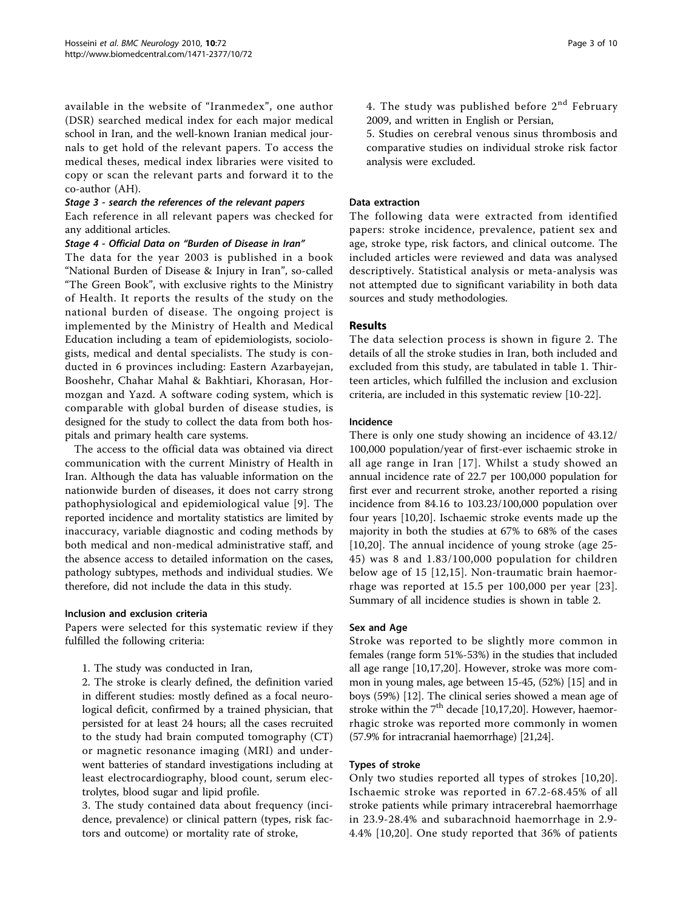available in the website of "Iranmedex", one author (DSR) searched medical index for each major medical school in Iran, and the well-known Iranian medical journals to get hold of the relevant papers. To access the medical theses, medical index libraries were visited to copy or scan the relevant parts and forward it to the co-author (AH).

***Stage 3 - search the references of the relevant papers***

Each reference in all relevant papers was checked for any additional articles.

***Stage 4 - Official Data on "Burden of Disease in Iran"***

The data for the year 2003 is published in a book "National Burden of Disease & Injury in Iran", so-called "The Green Book", with exclusive rights to the Ministry of Health. It reports the results of the study on the national burden of disease. The ongoing project is implemented by the Ministry of Health and Medical Education including a team of epidemiologists, sociologists, medical and dental specialists. The study is conducted in 6 provinces including: Eastern Azarbayejan, Booshehr, Chahar Mahal & Bakhtiari, Khorasan, Hormozgan and Yazd. A software coding system, which is comparable with global burden of disease studies, is designed for the study to collect the data from both hospitals and primary health care systems.

The access to the official data was obtained via direct communication with the current Ministry of Health in Iran. Although the data has valuable information on the nationwide burden of diseases, it does not carry strong pathophysiological and epidemiological value [9]. The reported incidence and mortality statistics are limited by inaccuracy, variable diagnostic and coding methods by both medical and non-medical administrative staff, and the absence access to detailed information on the cases, pathology subtypes, methods and individual studies. We therefore, did not include the data in this study.

#### Inclusion and exclusion criteria

Papers were selected for this systematic review if they fulfilled the following criteria:

1. The study was conducted in Iran,
2. The stroke is clearly defined, the definition varied in different studies: mostly defined as a focal neurological deficit, confirmed by a trained physician, that persisted for at least 24 hours; all the cases recruited to the study had brain computed tomography (CT) or magnetic resonance imaging (MRI) and underwent batteries of standard investigations including at least electrocardiography, blood count, serum electrolytes, blood sugar and lipid profile.
3. The study contained data about frequency (incidence, prevalence) or clinical pattern (types, risk factors and outcome) or mortality rate of stroke,
4. The study was published before 2$^{nd}$ February 2009, and written in English or Persian,
5. Studies on cerebral venous sinus thrombosis and comparative studies on individual stroke risk factor analysis were excluded.

#### Data extraction

The following data were extracted from identified papers: stroke incidence, prevalence, patient sex and age, stroke type, risk factors, and clinical outcome. The included articles were reviewed and data was analysed descriptively. Statistical analysis or meta-analysis was not attempted due to significant variability in both data sources and study methodologies.

## Results

The data selection process is shown in figure 2. The details of all the stroke studies in Iran, both included and excluded from this study, are tabulated in table 1. Thirteen articles, which fulfilled the inclusion and exclusion criteria, are included in this systematic review [10-22].

#### Incidence

There is only one study showing an incidence of 43.12/100,000 population/year of first-ever ischaemic stroke in all age range in Iran [17]. Whilst a study showed an annual incidence rate of 22.7 per 100,000 population for first ever and recurrent stroke, another reported a rising incidence from 84.16 to 103.23/100,000 population over four years [10,20]. Ischaemic stroke events made up the majority in both the studies at 67% to 68% of the cases [10,20]. The annual incidence of young stroke (age 25-45) was 8 and 1.83/100,000 population for children below age of 15 [12,15]. Non-traumatic brain haemorrhage was reported at 15.5 per 100,000 per year [23]. Summary of all incidence studies is shown in table 2.

#### Sex and Age

Stroke was reported to be slightly more common in females (range form 51%-53%) in the studies that included all age range [10,17,20]. However, stroke was more common in young males, age between 15-45, (52%) [15] and in boys (59%) [12]. The clinical series showed a mean age of stroke within the 7$^{th}$ decade [10,17,20]. However, haemorrhagic stroke was reported more commonly in women (57.9% for intracranial haemorrhage) [21,24].

#### Types of stroke

Only two studies reported all types of strokes [10,20]. Ischaemic stroke was reported in 67.2-68.45% of all stroke patients while primary intracerebral haemorrhage in 23.9-28.4% and subarachnoid haemorrhage in 2.9-4.4% [10,20]. One study reported that 36% of patients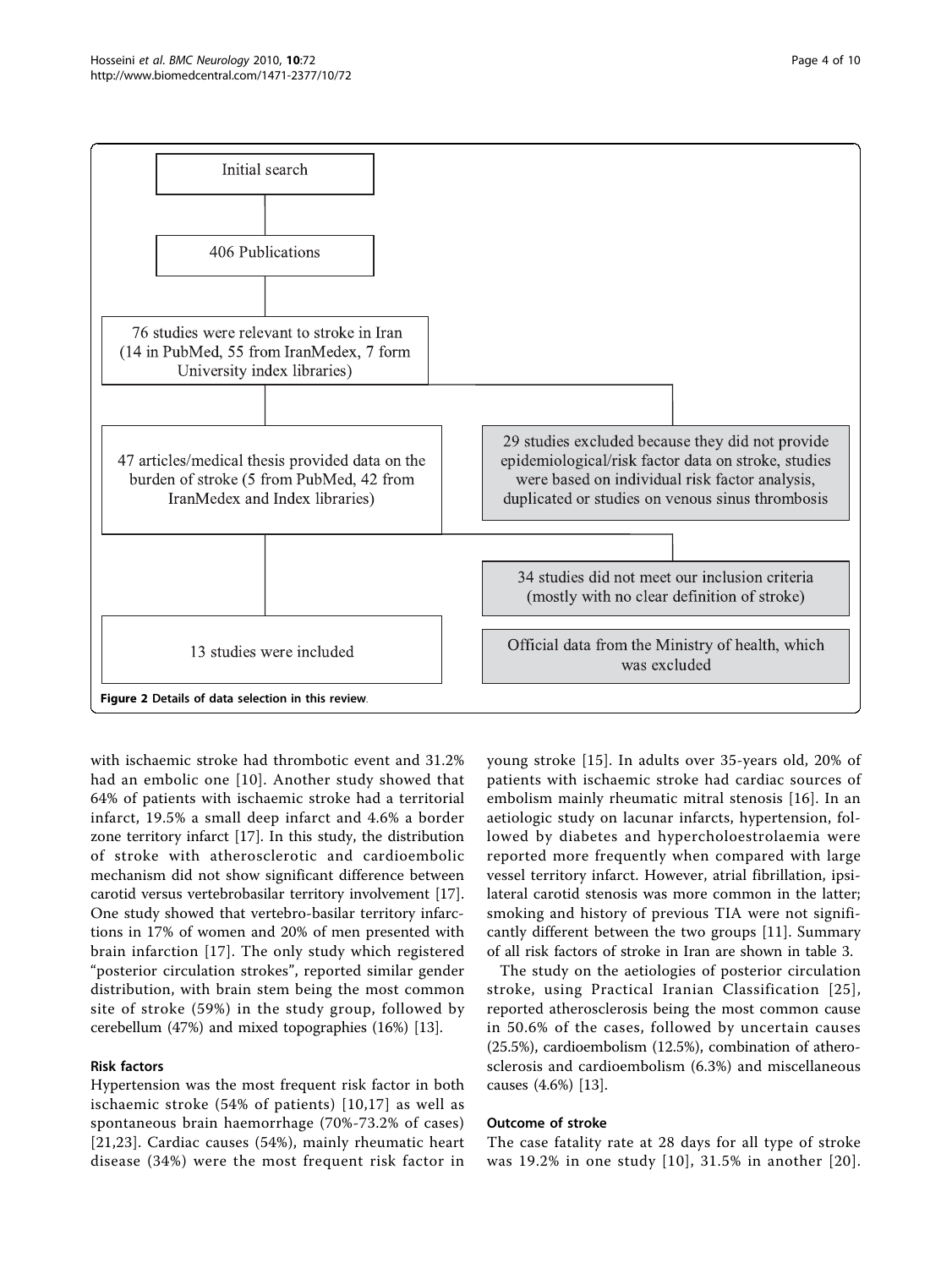Initial search

406 Publications

76 studies were relevant to stroke in Iran (14 in PubMed, 55 from IranMedex, 7 form University index libraries)

47 articles/medical thesis provided data on the burden of stroke (5 from PubMed, 42 from IranMedex and Index libraries)

29 studies excluded because they did not provide epidemiological/risk factor data on stroke, studies were based on individual risk factor analysis, duplicated or studies on venous sinus thrombosis

34 studies did not meet our inclusion criteria (mostly with no clear definition of stroke)

13 studies were included

Official data from the Ministry of health, which was excluded

**Figure 2 Details of data selection in this review**.

with ischaemic stroke had thrombotic event and 31.2% had an embolic one [10]. Another study showed that 64% of patients with ischaemic stroke had a territorial infarct, 19.5% a small deep infarct and 4.6% a border zone territory infarct [17]. In this study, the distribution of stroke with atherosclerotic and cardioembolic mechanism did not show significant difference between carotid versus vertebrobasilar territory involvement [17]. One study showed that vertebro-basilar territory infarctions in 17% of women and 20% of men presented with brain infarction [17]. The only study which registered "posterior circulation strokes", reported similar gender distribution, with brain stem being the most common site of stroke (59%) in the study group, followed by cerebellum (47%) and mixed topographies (16%) [13].

## Risk factors

Hypertension was the most frequent risk factor in both ischaemic stroke (54% of patients) [10,17] as well as spontaneous brain haemorrhage (70%-73.2% of cases) [21,23]. Cardiac causes (54%), mainly rheumatic heart disease (34%) were the most frequent risk factor in young stroke [15]. In adults over 35-years old, 20% of patients with ischaemic stroke had cardiac sources of embolism mainly rheumatic mitral stenosis [16]. In an aetiologic study on lacunar infarcts, hypertension, followed by diabetes and hypercholoestrolaemia were reported more frequently when compared with large vessel territory infarct. However, atrial fibrillation, ipsilateral carotid stenosis was more common in the latter; smoking and history of previous TIA were not significantly different between the two groups [11]. Summary of all risk factors of stroke in Iran are shown in table 3.

The study on the aetiologies of posterior circulation stroke, using Practical Iranian Classification [25], reported atherosclerosis being the most common cause in 50.6% of the cases, followed by uncertain causes (25.5%), cardioembolism (12.5%), combination of atherosclerosis and cardioembolism (6.3%) and miscellaneous causes (4.6%) [13].

## Outcome of stroke

The case fatality rate at 28 days for all type of stroke was 19.2% in one study [10], 31.5% in another [20].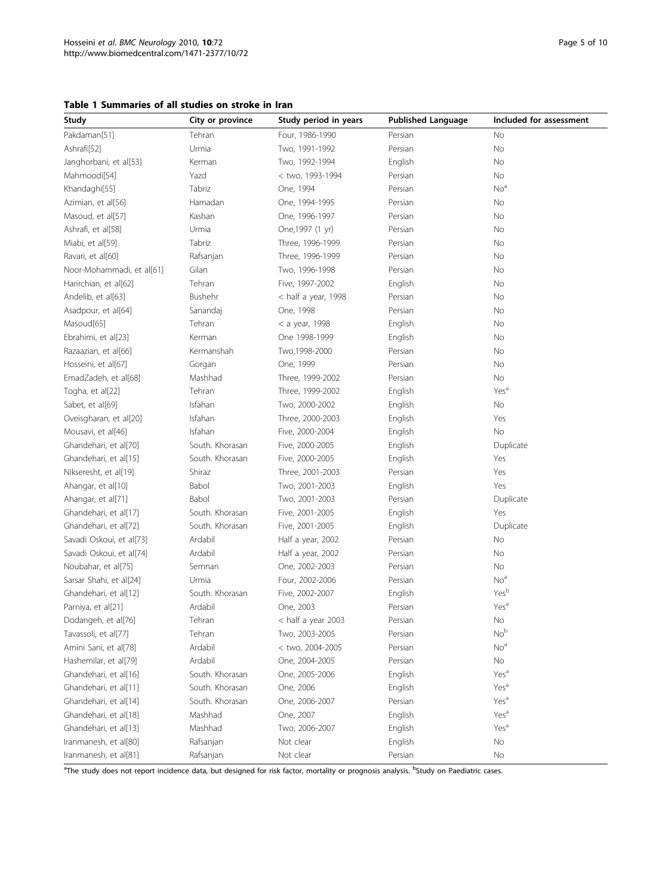**Table 1 Summaries of all studies on stroke in Iran**

| Study | City or province | Study period in years | Published Language | Included for assessment |
| --- | --- | --- | --- | --- |
| Pakdaman[51] | Tehran | Four, 1986-1990 | Persian | No |
| Ashrafi[52] | Urmia | Two, 1991-1992 | Persian | No |
| Janghorbani, et al[53] | Kerman | Two, 1992-1994 | English | No |
| Mahmoodi[54] | Yazd | < two, 1993-1994 | Persian | No |
| Khandaghi[55] | Tabriz | One, 1994 | Persian | No[a] |
| Azimian, et al[56] | Hamadan | One, 1994-1995 | Persian | No |
| Masoud, et al[57] | Kashan | One, 1996-1997 | Persian | No |
| Ashrafi, et al[58] | Urmia | One,1997 (1 yr) | Persian | No |
| Miabi, et al[59] | Tabriz | Three, 1996-1999 | Persian | No |
| Ravari, et al[60] | Rafsanjan | Three, 1996-1999 | Persian | No |
| Noor-Mohammadi, et al[61] | Gilan | Two, 1996-1998 | Persian | No |
| Harirchian, et al[62] | Tehran | Five, 1997-2002 | English | No |
| Andelib, et al[63] | Bushehr | < half a year, 1998 | Persian | No |
| Asadpour, et al[64] | Sanandaj | One, 1998 | Persian | No |
| Masoud[65] | Tehran | < a year, 1998 | English | No |
| Ebrahimi, et al[23] | Kerman | One 1998-1999 | English | No |
| Razaazian, et al[66] | Kermanshah | Two,1998-2000 | Persian | No |
| Hosseini, et al[67] | Gorgan | One, 1999 | Persian | No |
| EmadZadeh, et al[68] | Mashhad | Three, 1999-2002 | Persian | No |
| Togha, et al[22] | Tehran | Three, 1999-2002 | English | Yes[a] |
| Sabet, et al[69] | Isfahan | Two, 2000-2002 | English | No |
| Oveisgharan, et al[20] | Isfahan | Three, 2000-2003 | English | Yes |
| Mousavi, et al[46] | Isfahan | Five, 2000-2004 | English | No |
| Ghandehari, et al[70] | South. Khorasan | Five, 2000-2005 | English | Duplicate |
| Ghandehari, et al[15] | South. Khorasan | Five, 2000-2005 | English | Yes |
| Nikseresht, et al[19] | Shiraz | Three, 2001-2003 | Persian | Yes |
| Ahangar, et al[10] | Babol | Two, 2001-2003 | English | Yes |
| Ahangar, et al[71] | Babol | Two, 2001-2003 | Persian | Duplicate |
| Ghandehari, et al[17] | South. Khorasan | Five, 2001-2005 | English | Yes |
| Ghandehari, et al[72] | South. Khorasan | Five, 2001-2005 | English | Duplicate |
| Savadi Oskoui, et al[73] | Ardabil | Half a year, 2002 | Persian | No |
| Savadi Oskoui, et al[74] | Ardabil | Half a year, 2002 | Persian | No |
| Noubahar, et al[75] | Semnan | One, 2002-2003 | Persian | No |
| Sarsar Shahi, et al[24] | Urmia | Four, 2002-2006 | Persian | No[a] |
| Ghandehari, et al[12] | South. Khorasan | Five, 2002-2007 | English | Yes[b] |
| Parniya, et al[21] | Ardabil | One, 2003 | Persian | Yes[a] |
| Dodangeh, et al[76] | Tehran | < half a year 2003 | Persian | No |
| Tavassoli, et al[77] | Tehran | Two, 2003-2005 | Persian | No[b] |
| Amini Sani, et al[78] | Ardabil | < two, 2004-2005 | Persian | No[a] |
| Hashemilar, et al[79] | Ardabil | One, 2004-2005 | Persian | No |
| Ghandehari, et al[16] | South. Khorasan | One, 2005-2006 | English | Yes[a] |
| Ghandehari, et al[11] | South. Khorasan | One, 2006 | English | Yes[a] |
| Ghandehari, et al[14] | South. Khorasan | One, 2006-2007 | Persian | Yes[a] |
| Ghandehari, et al[18] | Mashhad | One, 2007 | English | Yes[a] |
| Ghandehari, et al[13] | Mashhad | Two, 2006-2007 | English | Yes[a] |
| Iranmanesh, et al[80] | Rafsanjan | Not clear | English | No |
| Iranmanesh, et al[81] | Rafsanjan | Not clear | Persian | No |

[a]The study does not report incidence data, but designed for risk factor, mortality or prognosis analysis. [b]Study on Paediatric cases.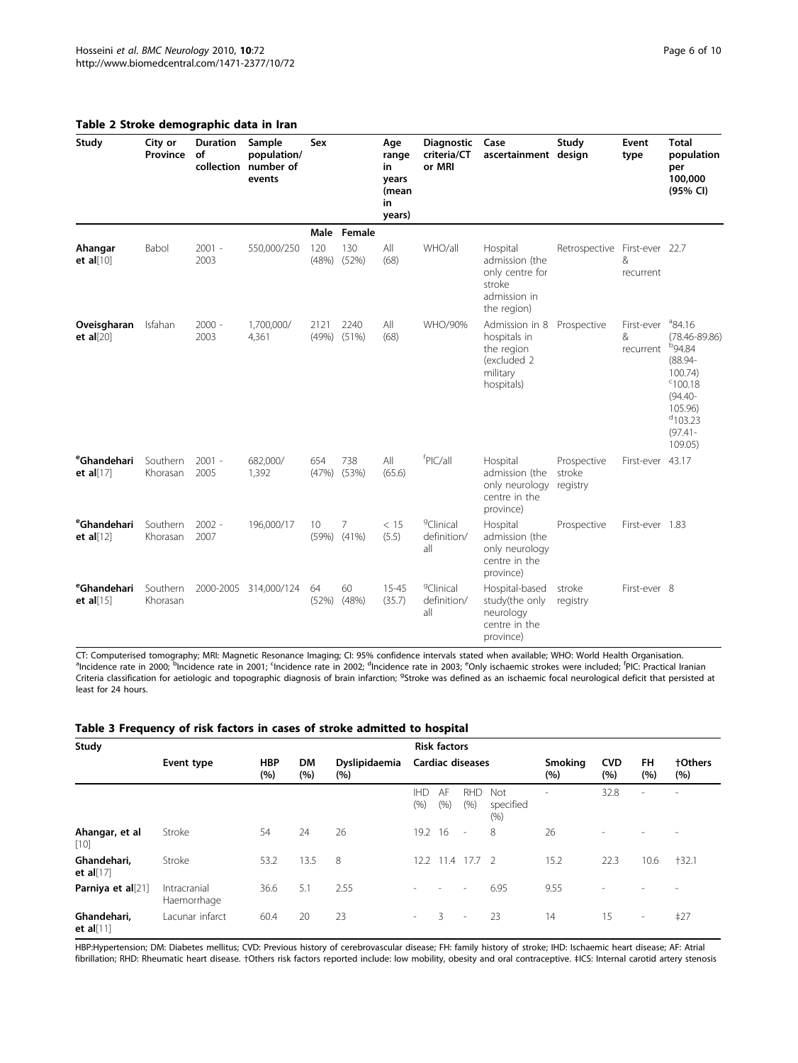**Table 2 Stroke demographic data in Iran**

| Study | City or Province | Duration of collection | Sample population/ number of events | Sex | | Age range in years (mean in years) | Diagnostic criteria/CT or MRI | Case ascertainment | Study design | Event type | Total population per 100,000 (95% CI) |
|---|---|---|---|---|---|---|---|---|---|---|---|
| | | | | Male | Female | | | | | | |
| **Ahangar et al**[10] | Babol | 2001 - 2003 | 550,000/250 | 120 (48%) | 130 (52%) | All (68) | WHO/all | Hospital admission (the only centre for stroke admission in the region) | Retrospective | First-ever & recurrent | 22.7 |
| **Oveisgharan et al**[20] | Isfahan | 2000 - 2003 | 1,700,000/ 4,361 | 2121 (49%) | 2240 (51%) | All (68) | WHO/90% | Admission in 8 hospitals in the region (excluded 2 military hospitals) | Prospective | First-ever & recurrent | [a]84.16 (78.46-89.86) [b]94.84 (88.94-100.74) [c]100.18 (94.40-105.96) [d]103.23 (97.41-109.05) |
| [e]**Ghandehari et al**[17] | Southern Khorasan | 2001 - 2005 | 682,000/ 1,392 | 654 (47%) | 738 (53%) | All (65.6) | [f]PIC/all | Hospital admission (the only neurology centre in the province) | Prospective stroke registry | First-ever | 43.17 |
| [e]**Ghandehari et al**[12] | Southern Khorasan | 2002 - 2007 | 196,000/17 | 10 (59%) | 7 (41%) | < 15 (5.5) | [g]Clinical definition/ all | Hospital admission (the only neurology centre in the province) | Prospective | First-ever | 1.83 |
| [e]**Ghandehari et al**[15] | Southern Khorasan | 2000-2005 | 314,000/124 | 64 (52%) | 60 (48%) | 15-45 (35.7) | [g]Clinical definition/ all | Hospital-based study(the only neurology centre in the province) | stroke registry | First-ever | 8 |

CT: Computerised tomography; MRI: Magnetic Resonance Imaging; CI: 95% confidence intervals stated when available; WHO: World Health Organisation. [a]Incidence rate in 2000; [b]Incidence rate in 2001; [c]Incidence rate in 2002; [d]Incidence rate in 2003; [e]Only ischaemic strokes were included; [f]PIC: Practical Iranian Criteria classification for aetiologic and topographic diagnosis of brain infarction; [g]Stroke was defined as an ischaemic focal neurological deficit that persisted at least for 24 hours.

**Table 3 Frequency of risk factors in cases of stroke admitted to hospital**

| Study | Risk factors | | | | | | | | | | | |
|---|---|---|---|---|---|---|---|---|---|---|---|---|
| | Event type | HBP (%) | DM (%) | Dyslipidaemia (%) | Cardiac diseases | | | | Smoking (%) | CVD (%) | FH (%) | †Others (%) |
| | | | | | IHD (%) | AF (%) | RHD (%) | Not specified (%) | - | 32.8 | - | - |
| **Ahangar, et al** [10] | Stroke | 54 | 24 | 26 | 19.2 | 16 | - | 8 | 26 | - | - | - |
| **Ghandehari, et al**[17] | Stroke | 53.2 | 13.5 | 8 | 12.2 | 11.4 | 17.7 | 2 | 15.2 | 22.3 | 10.6 | †32.1 |
| **Parniya et al**[21] | Intracranial Haemorrhage | 36.6 | 5.1 | 2.55 | - | - | - | 6.95 | 9.55 | - | - | - |
| **Ghandehari, et al**[11] | Lacunar infarct | 60.4 | 20 | 23 | - | 3 | - | 23 | 14 | 15 | - | ‡27 |

HBP:Hypertension; DM: Diabetes mellitus; CVD: Previous history of cerebrovascular disease; FH: family history of stroke; IHD: Ischaemic heart disease; AF: Atrial fibrillation; RHD: Rheumatic heart disease. †Others risk factors reported include: low mobility, obesity and oral contraceptive. ‡ICS: Internal carotid artery stenosis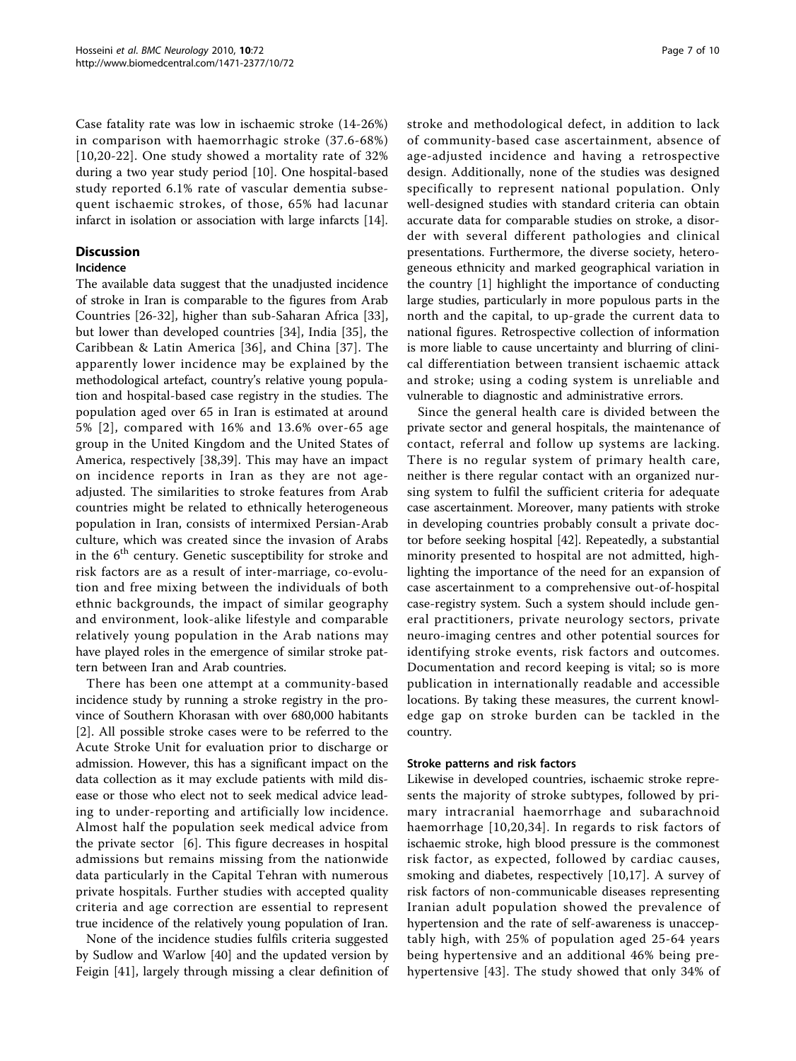Case fatality rate was low in ischaemic stroke (14-26%) in comparison with haemorrhagic stroke (37.6-68%) [10,20-22]. One study showed a mortality rate of 32% during a two year study period [10]. One hospital-based study reported 6.1% rate of vascular dementia subsequent ischaemic strokes, of those, 65% had lacunar infarct in isolation or association with large infarcts [14].

## Discussion

### Incidence

The available data suggest that the unadjusted incidence of stroke in Iran is comparable to the figures from Arab Countries [26-32], higher than sub-Saharan Africa [33], but lower than developed countries [34], India [35], the Caribbean & Latin America [36], and China [37]. The apparently lower incidence may be explained by the methodological artefact, country's relative young population and hospital-based case registry in the studies. The population aged over 65 in Iran is estimated at around 5% [2], compared with 16% and 13.6% over-65 age group in the United Kingdom and the United States of America, respectively [38,39]. This may have an impact on incidence reports in Iran as they are not age-adjusted. The similarities to stroke features from Arab countries might be related to ethnically heterogeneous population in Iran, consists of intermixed Persian-Arab culture, which was created since the invasion of Arabs in the 6$^{th}$ century. Genetic susceptibility for stroke and risk factors are as a result of inter-marriage, co-evolution and free mixing between the individuals of both ethnic backgrounds, the impact of similar geography and environment, look-alike lifestyle and comparable relatively young population in the Arab nations may have played roles in the emergence of similar stroke pattern between Iran and Arab countries.

There has been one attempt at a community-based incidence study by running a stroke registry in the province of Southern Khorasan with over 680,000 habitants [2]. All possible stroke cases were to be referred to the Acute Stroke Unit for evaluation prior to discharge or admission. However, this has a significant impact on the data collection as it may exclude patients with mild disease or those who elect not to seek medical advice leading to under-reporting and artificially low incidence. Almost half the population seek medical advice from the private sector [6]. This figure decreases in hospital admissions but remains missing from the nationwide data particularly in the Capital Tehran with numerous private hospitals. Further studies with accepted quality criteria and age correction are essential to represent true incidence of the relatively young population of Iran.

None of the incidence studies fulfils criteria suggested by Sudlow and Warlow [40] and the updated version by Feigin [41], largely through missing a clear definition of stroke and methodological defect, in addition to lack of community-based case ascertainment, absence of age-adjusted incidence and having a retrospective design. Additionally, none of the studies was designed specifically to represent national population. Only well-designed studies with standard criteria can obtain accurate data for comparable studies on stroke, a disorder with several different pathologies and clinical presentations. Furthermore, the diverse society, heterogeneous ethnicity and marked geographical variation in the country [1] highlight the importance of conducting large studies, particularly in more populous parts in the north and the capital, to up-grade the current data to national figures. Retrospective collection of information is more liable to cause uncertainty and blurring of clinical differentiation between transient ischaemic attack and stroke; using a coding system is unreliable and vulnerable to diagnostic and administrative errors.

Since the general health care is divided between the private sector and general hospitals, the maintenance of contact, referral and follow up systems are lacking. There is no regular system of primary health care, neither is there regular contact with an organized nursing system to fulfil the sufficient criteria for adequate case ascertainment. Moreover, many patients with stroke in developing countries probably consult a private doctor before seeking hospital [42]. Repeatedly, a substantial minority presented to hospital are not admitted, highlighting the importance of the need for an expansion of case ascertainment to a comprehensive out-of-hospital case-registry system. Such a system should include general practitioners, private neurology sectors, private neuro-imaging centres and other potential sources for identifying stroke events, risk factors and outcomes. Documentation and record keeping is vital; so is more publication in internationally readable and accessible locations. By taking these measures, the current knowledge gap on stroke burden can be tackled in the country.

### Stroke patterns and risk factors

Likewise in developed countries, ischaemic stroke represents the majority of stroke subtypes, followed by primary intracranial haemorrhage and subarachnoid haemorrhage [10,20,34]. In regards to risk factors of ischaemic stroke, high blood pressure is the commonest risk factor, as expected, followed by cardiac causes, smoking and diabetes, respectively [10,17]. A survey of risk factors of non-communicable diseases representing Iranian adult population showed the prevalence of hypertension and the rate of self-awareness is unacceptably high, with 25% of population aged 25-64 years being hypertensive and an additional 46% being pre-hypertensive [43]. The study showed that only 34% of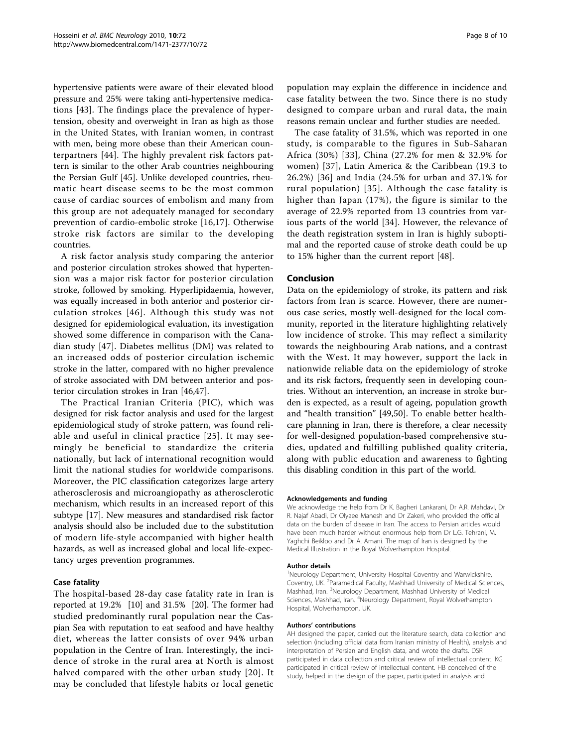hypertensive patients were aware of their elevated blood pressure and 25% were taking anti-hypertensive medications [43]. The findings place the prevalence of hypertension, obesity and overweight in Iran as high as those in the United States, with Iranian women, in contrast with men, being more obese than their American counterpartners [44]. The highly prevalent risk factors pattern is similar to the other Arab countries neighbouring the Persian Gulf [45]. Unlike developed countries, rheumatic heart disease seems to be the most common cause of cardiac sources of embolism and many from this group are not adequately managed for secondary prevention of cardio-embolic stroke [16,17]. Otherwise stroke risk factors are similar to the developing countries.

A risk factor analysis study comparing the anterior and posterior circulation strokes showed that hypertension was a major risk factor for posterior circulation stroke, followed by smoking. Hyperlipidaemia, however, was equally increased in both anterior and posterior circulation strokes [46]. Although this study was not designed for epidemiological evaluation, its investigation showed some difference in comparison with the Canadian study [47]. Diabetes mellitus (DM) was related to an increased odds of posterior circulation ischemic stroke in the latter, compared with no higher prevalence of stroke associated with DM between anterior and posterior circulation strokes in Iran [46,47].

The Practical Iranian Criteria (PIC), which was designed for risk factor analysis and used for the largest epidemiological study of stroke pattern, was found reliable and useful in clinical practice [25]. It may seemingly be beneficial to standardize the criteria nationally, but lack of international recognition would limit the national studies for worldwide comparisons. Moreover, the PIC classification categorizes large artery atherosclerosis and microangiopathy as atherosclerotic mechanism, which results in an increased report of this subtype [17]. New measures and standardised risk factor analysis should also be included due to the substitution of modern life-style accompanied with higher health hazards, as well as increased global and local life-expectancy urges prevention programmes.

### Case fatality

The hospital-based 28-day case fatality rate in Iran is reported at 19.2% [10] and 31.5% [20]. The former had studied predominantly rural population near the Caspian Sea with reputation to eat seafood and have healthy diet, whereas the latter consists of over 94% urban population in the Centre of Iran. Interestingly, the incidence of stroke in the rural area at North is almost halved compared with the other urban study [20]. It may be concluded that lifestyle habits or local genetic population may explain the difference in incidence and case fatality between the two. Since there is no study designed to compare urban and rural data, the main reasons remain unclear and further studies are needed.

The case fatality of 31.5%, which was reported in one study, is comparable to the figures in Sub-Saharan Africa (30%) [33], China (27.2% for men & 32.9% for women) [37], Latin America & the Caribbean (19.3 to 26.2%) [36] and India (24.5% for urban and 37.1% for rural population) [35]. Although the case fatality is higher than Japan (17%), the figure is similar to the average of 22.9% reported from 13 countries from various parts of the world [34]. However, the relevance of the death registration system in Iran is highly suboptimal and the reported cause of stroke death could be up to 15% higher than the current report [48].

## Conclusion

Data on the epidemiology of stroke, its pattern and risk factors from Iran is scarce. However, there are numerous case series, mostly well-designed for the local community, reported in the literature highlighting relatively low incidence of stroke. This may reflect a similarity towards the neighbouring Arab nations, and a contrast with the West. It may however, support the lack in nationwide reliable data on the epidemiology of stroke and its risk factors, frequently seen in developing countries. Without an intervention, an increase in stroke burden is expected, as a result of ageing, population growth and "health transition" [49,50]. To enable better healthcare planning in Iran, there is therefore, a clear necessity for well-designed population-based comprehensive studies, updated and fulfilling published quality criteria, along with public education and awareness to fighting this disabling condition in this part of the world.

#### Acknowledgements and funding

We acknowledge the help from Dr K. Bagheri Lankarani, Dr A.R. Mahdavi, Dr R. Najaf Abadi, Dr Olyaee Manesh and Dr Zakeri, who provided the official data on the burden of disease in Iran. The access to Persian articles would have been much harder without enormous help from Dr L.G. Tehrani, M. Yaghchi Beikloo and Dr A. Amani. The map of Iran is designed by the Medical Illustration in the Royal Wolverhampton Hospital.

#### Author details

[1]Neurology Department, University Hospital Coventry and Warwickshire, Coventry, UK. [2]Paramedical Faculty, Mashhad University of Medical Sciences, Mashhad, Iran. [3]Neurology Department, Mashhad University of Medical Sciences, Mashhad, Iran. [4]Neurology Department, Royal Wolverhampton Hospital, Wolverhampton, UK.

#### Authors' contributions

AH designed the paper, carried out the literature search, data collection and selection (including official data from Iranian ministry of Health), analysis and interpretation of Persian and English data, and wrote the drafts. DSR participated in data collection and critical review of intellectual content. KG participated in critical review of intellectual content. HB conceived of the study, helped in the design of the paper, participated in analysis and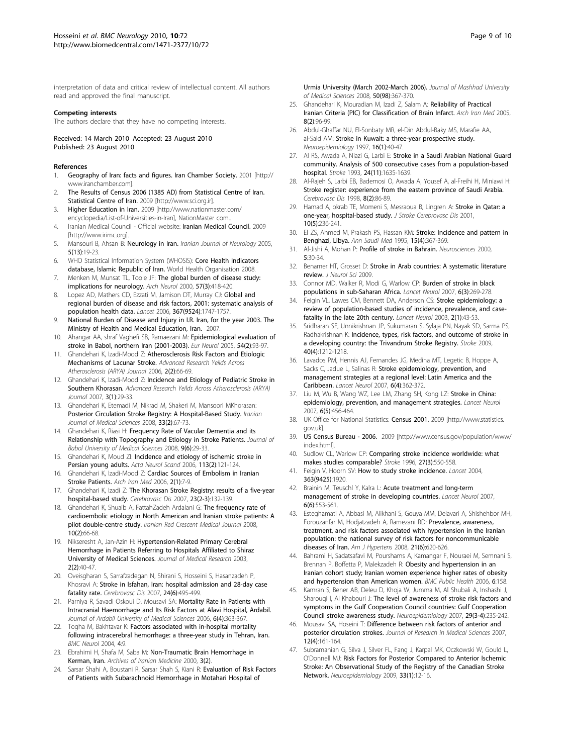interpretation of data and critical review of intellectual content. All authors read and approved the final manuscript.

#### Competing interests

The authors declare that they have no competing interests.

Received: 14 March 2010 Accepted: 23 August 2010
Published: 23 August 2010

#### References

1. Geography of Iran: facts and figures. Iran Chamber Society. 2001 [http://www.iranchamber.com].
2. The Results of Census 2006 (1385 AD) from Statistical Centre of Iran. Statistical Centre of Iran. 2009 [http://www.sci.org.ir].
3. Higher Education in Iran. 2009 [http://www.nationmaster.com/encyclopedia/List-of-Universities-in-Iran], NationMaster com..
4. Iranian Medical Council - Official website: Iranian Medical Council. 2009 [http://www.irimc.org].
5. Mansouri B, Ahsan B: Neurology in Iran. *Iranian Journal of Neurology* 2005, 5(13):19-23.
6. WHO Statistical Information System (WHOSIS): Core Health Indicators database, Islamic Republic of Iran. World Health Organisation 2008.
7. Menken M, Munsat TL, Toole JF: The global burden of disease study: implications for neurology. *Arch Neurol* 2000, 57(3):418-420.
8. Lopez AD, Mathers CD, Ezzati M, Jamison DT, Murray CJ: Global and regional burden of disease and risk factors, 2001: systematic analysis of population health data. *Lancet* 2006, 367(9524):1747-1757.
9. National Burden of Disease and Injury in I.R. Iran, for the year 2003. The Ministry of Health and Medical Education, Iran. 2007.
10. Ahangar AA, shraf Vaghefi SB, Ramaezani M: Epidemiological evaluation of stroke in Babol, northern Iran (2001-2003). *Eur Neurol* 2005, 54(2):93-97.
11. Ghandehari K, Izadi-Mood Z: Atherosclerosis Risk Factors and Etiologic Mechanisms of Lacunar Stroke. *Advanced Research Yeilds Across Atherosclerosis (ARYA) Journal* 2006, 2(2):66-69.
12. Ghandehari K, Izadi-Mood Z: Incidence and Etiology of Pediatric Stroke in Southern Khorasan. *Advanced Research Yeilds Across Atherosclerosis (ARYA) Journal* 2007, 3(1):29-33.
13. Ghandehari K, Etemadi M, Nikrad M, Shakeri M, Mansoori MKhorasan: Posterior Circulation Stroke Registry: A Hospital-Based Study. *Iranian Journal of Medical Sciences* 2008, 33(2):67-73.
14. Ghandehari K, Riasi H: Frequency Rate of Vacular Dementia and its Relationship with Topography and Etiology in Stroke Patients. *Journal of Babol University of Medical Sciences* 2008, 9(6):29-33.
15. Ghandehari K, Moud ZI: Incidence and etiology of ischemic stroke in Persian young adults. *Acta Neurol Scand* 2006, 113(2):121-124.
16. Ghandehari K, Izadi-Mood Z: Cardiac Sources of Embolism in Iranian Stroke Patients. *Arch Iran Med* 2006, 2(1):7-9.
17. Ghandehari K, Izadi Z: The Khorasan Stroke Registry: results of a five-year hospital-based study. *Cerebrovasc Dis* 2007, 23(2-3):132-139.
18. Ghandehari K, Shuaib A, FattahZadeh Ardalani G: The frequency rate of cardioembolic etiology in North American and Iranian stroke patients: A pilot double-centre study. *Iranian Red Crescent Medical Journal* 2008, 10(2):66-68.
19. Nikseresht A, Jan-Azin H: Hypertension-Related Primary Cerebral Hemorrhage in Patients Referring to Hospitals Affiliated to Shiraz University of Medical Sciences. *Journal of Medical Research* 2003, 2(2):40-47.
20. Oveisgharan S, Sarrafzadegan N, Shirani S, Hosseini S, Hasanzadeh P, Khosravi A: Stroke in Isfahan, Iran: hospital admission and 28-day case fatality rate. *Cerebrovasc Dis* 2007, 24(6):495-499.
21. Parniya R, Savadi Oskoui D, Mousavi SA: Mortality Rate in Patients with Intracranial Haemorrhage and Its Risk Factors at Alavi Hospital, Ardabil. *Journal of Ardabil University of Medical Sciences* 2006, 6(4):363-367.
22. Togha M, Bakhtavar K: Factors associated with in-hospital mortality following intracerebral hemorrhage: a three-year study in Tehran, Iran. *BMC Neurol* 2004, 4:9.
23. Ebrahimi H, Shafa M, Saba M: Non-Traumatic Brain Hemorrhage in Kerman, Iran. *Archives of Iranian Medicine* 2000, 3(2).
24. Sarsar Shahi A, Boustani R, Sarsar Shah S, Kiani R: Evaluation of Risk Factors of Patients with Subarachnoid Hemorrhage in Motahari Hospital of Urmia University (March 2002-March 2006). *Journal of Mashhad University of Medical Sciences* 2008, 50(98):367-370.
25. Ghandehari K, Mouradian M, Izadi Z, Salam A: Reliability of Practical Iranian Criteria (PIC) for Classification of Brain Infarct. *Arch Iran Med* 2005, 8(2):96-99.
26. Abdul-Ghaffar NU, El-Sonbaty MR, el-Din Abdul-Baky MS, Marafie AA, al-Said AM: Stroke in Kuwait: a three-year prospective study. *Neuroepidemiology* 1997, 16(1):40-47.
27. Al RS, Awada A, Niazi G, Larbi E: Stroke in a Saudi Arabian National Guard community. Analysis of 500 consecutive cases from a population-based hospital. *Stroke* 1993, 24(11):1635-1639.
28. Al-Rajeh S, Larbi EB, Bademosi O, Awada A, Yousef A, al-Freihi H, Miniawi H: Stroke register: experience from the eastern province of Saudi Arabia. *Cerebrovasc Dis* 1998, 8(2):86-89.
29. Hamad A, okrab TE, Momeni S, Mesraoua B, Lingren A: Stroke in Qatar: a one-year, hospital-based study. *J Stroke Cerebrovasc Dis* 2001, 10(5):236-241.
30. El ZS, Ahmed M, Prakash PS, Hassan KM: Stroke: Incidence and pattern in Benghazi, Libya. *Ann Saudi Med* 1995, 15(4):367-369.
31. Al-Jishi A, Mohan P: Profile of stroke in Bahrain. *Neurosciences* 2000, 5:30-34.
32. Benamer HT, Grosset D: Stroke in Arab countries: A systematic literature review. *J Neurol Sci* 2009.
33. Connor MD, Walker R, Modi G, Warlow CP: Burden of stroke in black populations in sub-Saharan Africa. *Lancet Neurol* 2007, 6(3):269-278.
34. Feigin VL, Lawes CM, Bennett DA, Anderson CS: Stroke epidemiology: a review of population-based studies of incidence, prevalence, and case-fatality in the late 20th century. *Lancet Neurol* 2003, 2(1):43-53.
35. Sridharan SE, Unnikrishnan JP, Sukumaran S, Sylaja PN, Nayak SD, Sarma PS, Radhakrishnan K: Incidence, types, risk factors, and outcome of stroke in a developing country: the Trivandrum Stroke Registry. *Stroke* 2009, 40(4):1212-1218.
36. Lavados PM, Hennis AJ, Fernandes JG, Medina MT, Legetic B, Hoppe A, Sacks C, Jadue L, Salinas R: Stroke epidemiology, prevention, and management strategies at a regional level: Latin America and the Caribbean. *Lancet Neurol* 2007, 6(4):362-372.
37. Liu M, Wu B, Wang WZ, Lee LM, Zhang SH, Kong LZ: Stroke in China: epidemiology, prevention, and management strategies. *Lancet Neurol* 2007, 6(5):456-464.
38. UK Office for National Statistics: Census 2001. 2009 [http://www.statistics.gov.uk].
39. US Census Bureau - 2006. 2009 [http://www.census.gov/population/www/index.html].
40. Sudlow CL, Warlow CP: Comparing stroke incidence worldwide: what makes studies comparable? *Stroke* 1996, 27(3):550-558.
41. Feigin V, Hoorn SV: How to study stroke incidence. *Lancet* 2004, 363(9425):1920.
42. Brainin M, Teuschl Y, Kalra L: Acute treatment and long-term management of stroke in developing countries. *Lancet Neurol* 2007, 6(6):553-561.
43. Esteghamati A, Abbasi M, Alikhani S, Gouya MM, Delavari A, Shishehbor MH, Forouzanfar M, Hodjatzadeh A, Ramezani RD: Prevalence, awareness, treatment, and risk factors associated with hypertension in the Iranian population: the national survey of risk factors for noncommunicable diseases of Iran. *Am J Hypertens* 2008, 21(6):620-626.
44. Bahrami H, Sadatsafavi M, Pourshams A, Kamangar F, Nouraei M, Semnani S, Brennan P, Boffetta P, Malekzadeh R: Obesity and hypertension in an Iranian cohort study; Iranian women experience higher rates of obesity and hypertension than American women. *BMC Public Health* 2006, 6:158.
45. Kamran S, Bener AB, Deleu D, Khoja W, Jumma M, Al Shubali A, Inshashi J, Sharouqi I, Al Khabouri J: The level of awareness of stroke risk factors and symptoms in the Gulf Cooperation Council countries: Gulf Cooperation Council stroke awareness study. *Neuroepidemiology* 2007, 29(3-4):235-242.
46. Mousavi SA, Hoseini T: Difference between risk factors of anterior and posterior circulation strokes. *Journal of Research in Medical Sciences* 2007, 12(4):161-164.
47. Subramanian G, Silva J, Silver FL, Fang J, Karpal MK, Oczkowski W, Gould L, O'Donnell MJ: Risk Factors for Posterior Compared to Anterior Ischemic Stroke: An Observational Study of the Registry of the Canadian Stroke Network. *Neuroepidemiology* 2009, 33(1):12-16.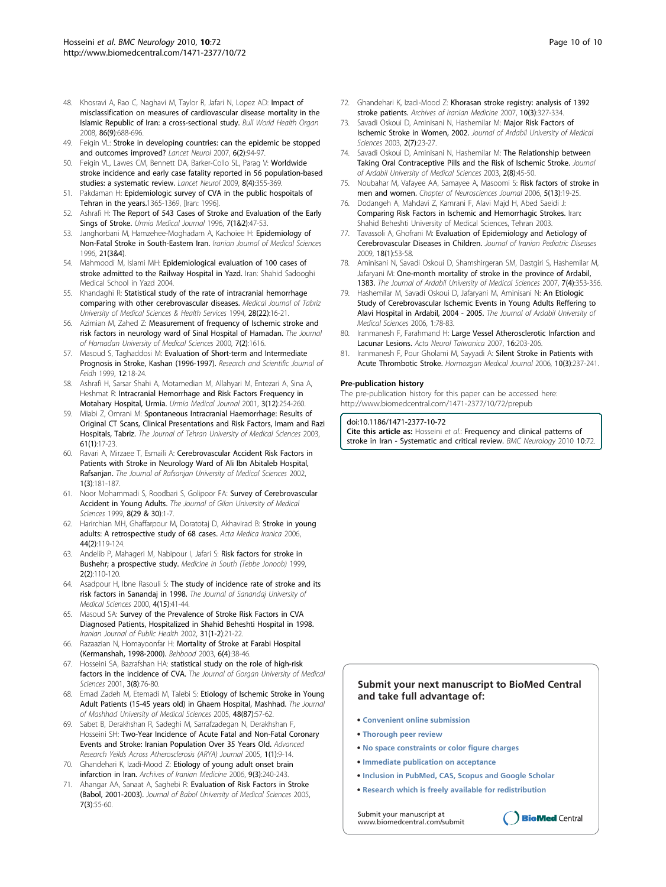48. Khosravi A, Rao C, Naghavi M, Taylor R, Jafari N, Lopez AD: **Impact of misclassification on measures of cardiovascular disease mortality in the Islamic Republic of Iran: a cross-sectional study.** *Bull World Health Organ* 2008, **86(9)**:688-696.
49. Feigin VL: **Stroke in developing countries: can the epidemic be stopped and outcomes improved?** *Lancet Neurol* 2007, **6(2)**:94-97.
50. Feigin VL, Lawes CM, Bennett DA, Barker-Collo SL, Parag V: **Worldwide stroke incidence and early case fatality reported in 56 population-based studies: a systematic review.** *Lancet Neurol* 2009, **8(4)**:355-369.
51. Pakdaman H: **Epidemiologic survey of CVA in the public hosopitals of Tehran in the years.**1365-1369, [Iran: 1996].
52. Ashrafi H: **The Report of 543 Cases of Stroke and Evaluation of the Early Sings of Stroke.** *Urmia Medical Journal* 1996, **7(1&2)**:47-53.
53. Janghorbani M, Hamzehee-Moghadam A, Kachoiee H: **Epidemiology of Non-Fatal Stroke in South-Eastern Iran.** *Iranian Journal of Medical Sciences* 1996, **21(3&4)**.
54. Mahmoodi M, Islami MH: **Epidemiological evaluation of 100 cases of stroke admitted to the Railway Hospital in Yazd.** Iran: Shahid Sadooghi Medical School in Yazd 2004.
55. Khandaghi R: **Statistical study of the rate of intracranial hemorrhage comparing with other cerebrovascular diseases.** *Medical Journal of Tabriz University of Medical Sciences & Health Services* 1994, **28(22)**:16-21.
56. Azimian M, Zahed Z: **Measurement of frequency of Ischemic stroke and risk factors in neurology ward of Sinal Hospital of Hamadan.** *The Journal of Hamadan University of Medical Sciences* 2000, **7(2)**:1616.
57. Masoud S, Taghaddosi M: **Evaluation of Short-term and Intermediate Prognosis in Stroke, Kashan (1996-1997).** *Research and Scientific Journal of Feidh* 1999, **12**:18-24.
58. Ashrafi H, Sarsar Shahi A, Motamedian M, Allahyari M, Entezari A, Sina A, Heshmat R: **Intracranial Hemorrhage and Risk Factors Frequency in Motahary Hospital, Urmia.** *Urmia Medical Journal* 2001, **3(12)**:254-260.
59. Miabi Z, Omrani M: **Spontaneous Intracranial Haemorrhage: Results of Original CT Scans, Clinical Presentations and Risk Factors, Imam and Razi Hospitals, Tabriz.** *The Journal of Tehran University of Medical Sciences* 2003, **61(1)**:17-23.
60. Ravari A, Mirzaee T, Esmaili A: **Cerebrovascular Accident Risk Factors in Patients with Stroke in Neurology Ward of Ali Ibn Abitaleb Hospital, Rafsanjan.** *The Journal of Rafsanjan University of Medical Sciences* 2002, **1(3)**:181-187.
61. Noor Mohammadi S, Roodbari S, Golipoor FA: **Survey of Cerebrovascular Accident in Young Adults.** *The Journal of Gilan University of Medical Sciences* 1999, **8(29 & 30)**:1-7.
62. Harirchian MH, Ghaffarpour M, Doratotaj D, Akhavirad B: **Stroke in young adults: A retrospective study of 68 cases.** *Acta Medica Iranica* 2006, **44(2)**:119-124.
63. Andelib P, Mahageri M, Nabipour I, Jafari S: **Risk factors for stroke in Bushehr; a prospective study.** *Medicine in South (Tebbe Jonoob)* 1999, **2(2)**:110-120.
64. Asadpour H, Ibne Rasouli S: **The study of incidence rate of stroke and its risk factors in Sanandaj in 1998.** *The Journal of Sanandaj University of Medical Sciences* 2000, **4(15)**:41-44.
65. Masoud SA: **Survey of the Prevalence of Stroke Risk Factors in CVA Diagnosed Patients, Hospitalized in Shahid Beheshti Hospital in 1998.** *Iranian Journal of Public Health* 2002, **31(1-2)**:21-22.
66. Razaazian N, Homayoonfar H: **Mortality of Stroke at Farabi Hospital (Kermanshah, 1998-2000).** *Behbood* 2003, **6(4)**:38-46.
67. Hosseini SA, Bazrafshan HA: **statistical study on the role of high-risk factors in the incidence of CVA.** *The Journal of Gorgan University of Medical Sciences* 2001, **3(8)**:76-80.
68. Emad Zadeh M, Etemadi M, Talebi S: **Etiology of Ischemic Stroke in Young Adult Patients (15-45 years old) in Ghaem Hospital, Mashhad.** *The Journal of Mashhad University of Medical Sciences* 2005, **48(87)**:57-62.
69. Sabet B, Derakhshan R, Sadeghi M, Sarrafzadegan N, Derakhshan F, Hosseini SH: **Two-Year Incidence of Acute Fatal and Non-Fatal Coronary Events and Stroke: Iranian Population Over 35 Years Old.** *Advanced Research Yeilds Across Atherosclerosis (ARYA) Journal* 2005, **1(1)**:9-14.
70. Ghandehari K, Izadi-Mood Z: **Etiology of young adult onset brain infarction in Iran.** *Archives of Iranian Medicine* 2006, **9(3)**:240-243.
71. Ahangar AA, Sanaat A, Saghebi R: **Evaluation of Risk Factors in Stroke (Babol, 2001-2003).** *Journal of Babol University of Medical Sciences* 2005, **7(3)**:55-60.
72. Ghandehari K, Izadi-Mood Z: **Khorasan stroke registry: analysis of 1392 stroke patients.** *Archives of Iranian Medicine* 2007, **10(3)**:327-334.
73. Savadi Oskoui D, Aminisani N, Hashemilar M: **Major Risk Factors of Ischemic Stroke in Women, 2002.** *Journal of Ardabil University of Medical Sciences* 2003, **2(7)**:23-27.
74. Savadi Oskoui D, Aminisani N, Hashemilar M: **The Relationship between Taking Oral Contraceptive Pills and the Risk of Ischemic Stroke.** *Journal of Ardabil University of Medical Sciences* 2003, **2(8)**:45-50.
75. Noubahar M, Vafayee AA, Samayee A, Masoomi S: **Risk factors of stroke in men and women.** *Chapter of Neurosciences Journal* 2006, **5(13)**:19-25.
76. Dodangeh A, Mahdavi Z, Kamrani F, Alavi Majd H, Abed Saeidi J: **Comparing Risk Factors in Ischemic and Hemorrhagic Strokes.** Iran: Shahid Beheshti University of Medical Sciences, Tehran 2003.
77. Tavassoli A, Ghofrani M: **Evaluation of Epidemiology and Aetiology of Cerebrovascular Diseases in Children.** *Journal of Iranian Pediatric Diseases* 2009, **18(1)**:53-58.
78. Aminisani N, Savadi Oskoui D, Shamshirgeran SM, Dastgiri S, Hashemilar M, Jafaryani M: **One-month mortality of stroke in the province of Ardabil, 1383.** *The Journal of Ardabil University of Medical Sciences* 2007, **7(4)**:353-356.
79. Hashemilar M, Savadi Oskoui D, Jafaryani M, Aminisani N: **An Etiologic Study of Cerebrovascular Ischemic Events in Young Adults Reffering to Alavi Hospital in Ardabil, 2004 - 2005.** *The Journal of Ardabil University of Medical Sciences* 2006, **1**:78-83.
80. Iranmanesh F, Farahmand H: **Large Vessel Atherosclerotic Infarction and Lacunar Lesions.** *Acta Neurol Taiwanica* 2007, **16**:203-206.
81. Iranmanesh F, Pour Gholami M, Sayyadi A: **Silent Stroke in Patients with Acute Thrombotic Stroke.** *Hormozgan Medical Journal* 2006, **10(3)**:237-241.

## Pre-publication history

The pre-publication history for this paper can be accessed here:
http://www.biomedcentral.com/1471-2377/10/72/prepub

doi:10.1186/1471-2377-10-72

**Cite this article as:** Hosseini *et al.*: Frequency and clinical patterns of stroke in Iran - Systematic and critical review. *BMC Neurology* 2010 **10**:72.

**Submit your next manuscript to BioMed Central and take full advantage of:**

- Convenient online submission
- Thorough peer review
- No space constraints or color figure charges
- Immediate publication on acceptance
- Inclusion in PubMed, CAS, Scopus and Google Scholar
- Research which is freely available for redistribution

Submit your manuscript at
www.biomedcentral.com/submit

BioMed Central